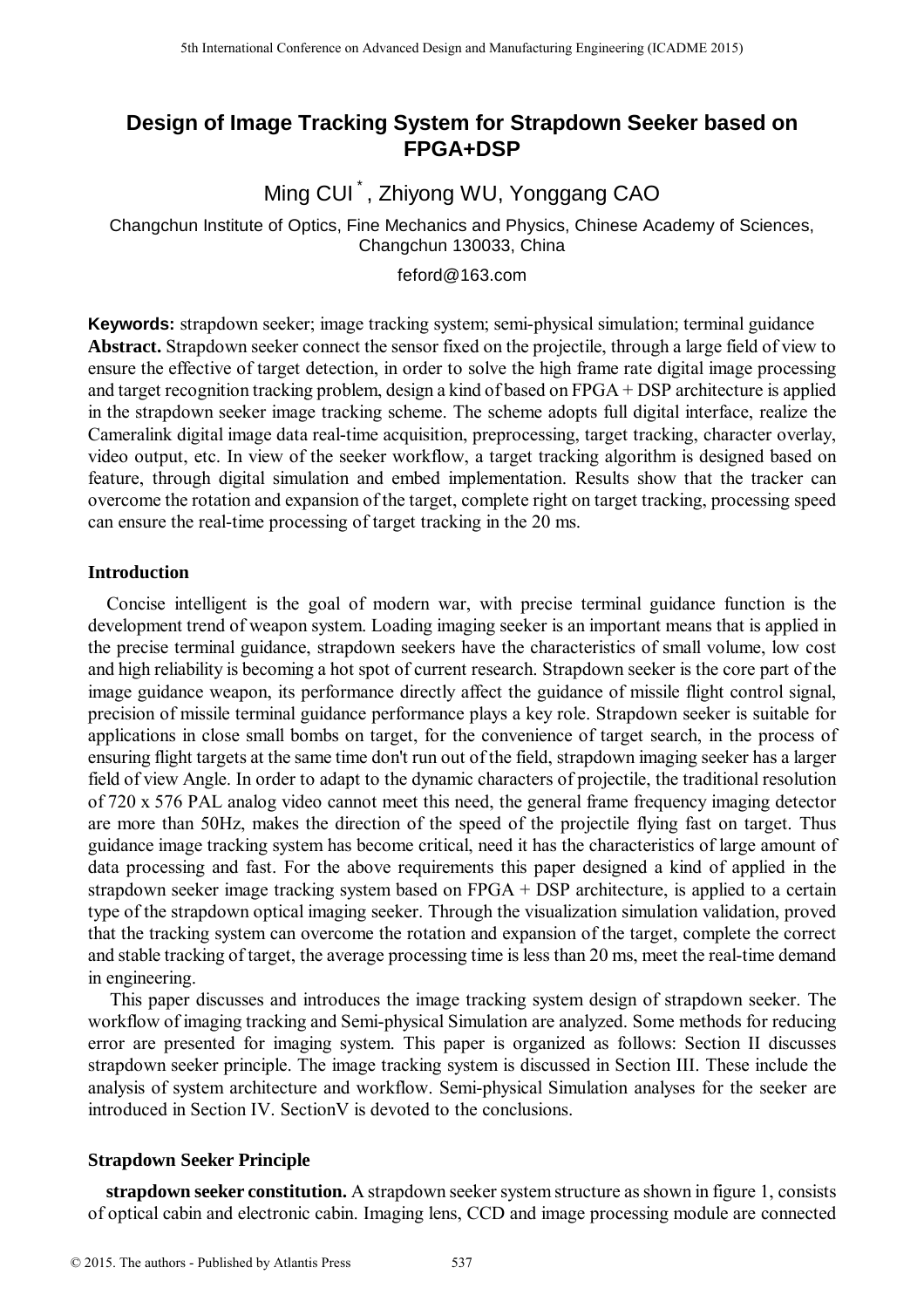# Design of Image Tracking System for Strapdown Seeker based on FPGA+DSP

Ming CUI [*], Zhiyong WU, Yonggang CAO

Changchun Institute of Optics, Fine Mechanics and Physics, Chinese Academy of Sciences, Changchun 130033, China

feford@163.com

**Keywords:** strapdown seeker; image tracking system; semi-physical simulation; terminal guidance

**Abstract.** Strapdown seeker connect the sensor fixed on the projectile, through a large field of view to ensure the effective of target detection, in order to solve the high frame rate digital image processing and target recognition tracking problem, design a kind of based on FPGA + DSP architecture is applied in the strapdown seeker image tracking scheme. The scheme adopts full digital interface, realize the Cameralink digital image data real-time acquisition, preprocessing, target tracking, character overlay, video output, etc. In view of the seeker workflow, a target tracking algorithm is designed based on feature, through digital simulation and embed implementation. Results show that the tracker can overcome the rotation and expansion of the target, complete right on target tracking, processing speed can ensure the real-time processing of target tracking in the 20 ms.

## Introduction

Concise intelligent is the goal of modern war, with precise terminal guidance function is the development trend of weapon system. Loading imaging seeker is an important means that is applied in the precise terminal guidance, strapdown seekers have the characteristics of small volume, low cost and high reliability is becoming a hot spot of current research. Strapdown seeker is the core part of the image guidance weapon, its performance directly affect the guidance of missile flight control signal, precision of missile terminal guidance performance plays a key role. Strapdown seeker is suitable for applications in close small bombs on target, for the convenience of target search, in the process of ensuring flight targets at the same time don't run out of the field, strapdown imaging seeker has a larger field of view Angle. In order to adapt to the dynamic characters of projectile, the traditional resolution of 720 x 576 PAL analog video cannot meet this need, the general frame frequency imaging detector are more than 50Hz, makes the direction of the speed of the projectile flying fast on target. Thus guidance image tracking system has become critical, need it has the characteristics of large amount of data processing and fast. For the above requirements this paper designed a kind of applied in the strapdown seeker image tracking system based on FPGA + DSP architecture, is applied to a certain type of the strapdown optical imaging seeker. Through the visualization simulation validation, proved that the tracking system can overcome the rotation and expansion of the target, complete the correct and stable tracking of target, the average processing time is less than 20 ms, meet the real-time demand in engineering.

This paper discusses and introduces the image tracking system design of strapdown seeker. The workflow of imaging tracking and Semi-physical Simulation are analyzed. Some methods for reducing error are presented for imaging system. This paper is organized as follows: Section II discusses strapdown seeker principle. The image tracking system is discussed in Section III. These include the analysis of system architecture and workflow. Semi-physical Simulation analyses for the seeker are introduced in Section IV. SectionV is devoted to the conclusions.

## Strapdown Seeker Principle

**strapdown seeker constitution.** A strapdown seeker system structure as shown in figure 1, consists of optical cabin and electronic cabin. Imaging lens, CCD and image processing module are connected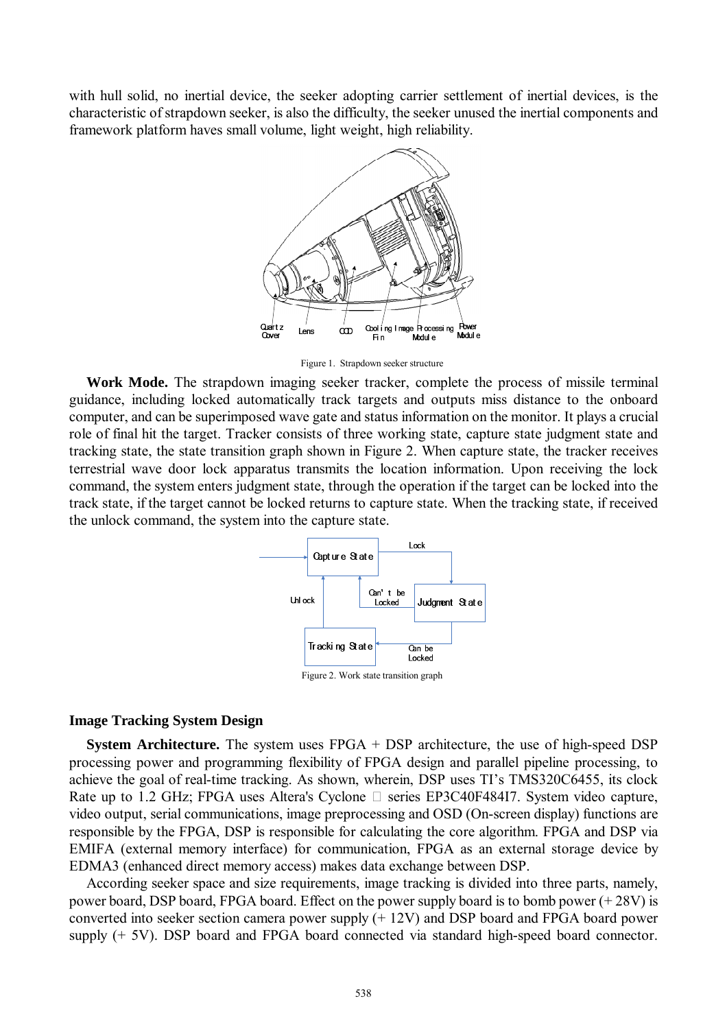with hull solid, no inertial device, the seeker adopting carrier settlement of inertial devices, is the characteristic of strapdown seeker, is also the difficulty, the seeker unused the inertial components and framework platform haves small volume, light weight, high reliability.

Figure 1. Strapdown seeker structure

**Work Mode.** The strapdown imaging seeker tracker, complete the process of missile terminal guidance, including locked automatically track targets and outputs miss distance to the onboard computer, and can be superimposed wave gate and status information on the monitor. It plays a crucial role of final hit the target. Tracker consists of three working state, capture state judgment state and tracking state, the state transition graph shown in Figure 2. When capture state, the tracker receives terrestrial wave door lock apparatus transmits the location information. Upon receiving the lock command, the system enters judgment state, through the operation if the target can be locked into the track state, if the target cannot be locked returns to capture state. When the tracking state, if received the unlock command, the system into the capture state.

Figure 2. Work state transition graph

## Image Tracking System Design

**System Architecture.** The system uses FPGA + DSP architecture, the use of high-speed DSP processing power and programming flexibility of FPGA design and parallel pipeline processing, to achieve the goal of real-time tracking. As shown, wherein, DSP uses TI's TMS320C6455, its clock Rate up to 1.2 GHz; FPGA uses Altera's Cyclone Ⅲ series EP3C40F484I7. System video capture, video output, serial communications, image preprocessing and OSD (On-screen display) functions are responsible by the FPGA, DSP is responsible for calculating the core algorithm. FPGA and DSP via EMIFA (external memory interface) for communication, FPGA as an external storage device by EDMA3 (enhanced direct memory access) makes data exchange between DSP.

According seeker space and size requirements, image tracking is divided into three parts, namely, power board, DSP board, FPGA board. Effect on the power supply board is to bomb power (+ 28V) is converted into seeker section camera power supply (+ 12V) and DSP board and FPGA board power supply (+ 5V). DSP board and FPGA board connected via standard high-speed board connector.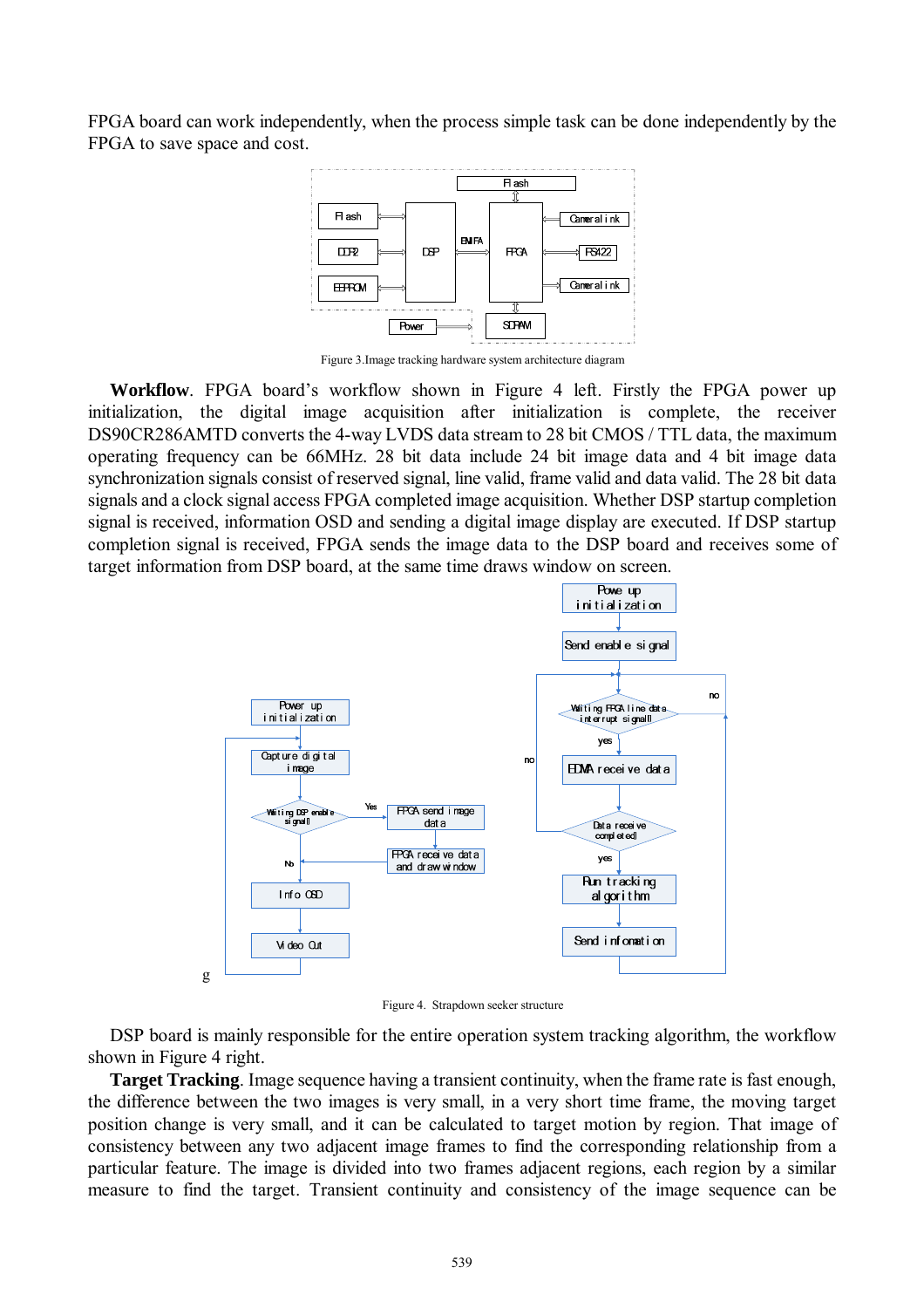FPGA board can work independently, when the process simple task can be done independently by the FPGA to save space and cost.

Figure 3.Image tracking hardware system architecture diagram

**Workflow**. FPGA board's workflow shown in Figure 4 left. Firstly the FPGA power up initialization, the digital image acquisition after initialization is complete, the receiver DS90CR286AMTD converts the 4-way LVDS data stream to 28 bit CMOS / TTL data, the maximum operating frequency can be 66MHz. 28 bit data include 24 bit image data and 4 bit image data synchronization signals consist of reserved signal, line valid, frame valid and data valid. The 28 bit data signals and a clock signal access FPGA completed image acquisition. Whether DSP startup completion signal is received, information OSD and sending a digital image display are executed. If DSP startup completion signal is received, FPGA sends the image data to the DSP board and receives some of target information from DSP board, at the same time draws window on screen.

Figure 4. Strapdown seeker structure

DSP board is mainly responsible for the entire operation system tracking algorithm, the workflow shown in Figure 4 right.

**Target Tracking**. Image sequence having a transient continuity, when the frame rate is fast enough, the difference between the two images is very small, in a very short time frame, the moving target position change is very small, and it can be calculated to target motion by region. That image of consistency between any two adjacent image frames to find the corresponding relationship from a particular feature. The image is divided into two frames adjacent regions, each region by a similar measure to find the target. Transient continuity and consistency of the image sequence can be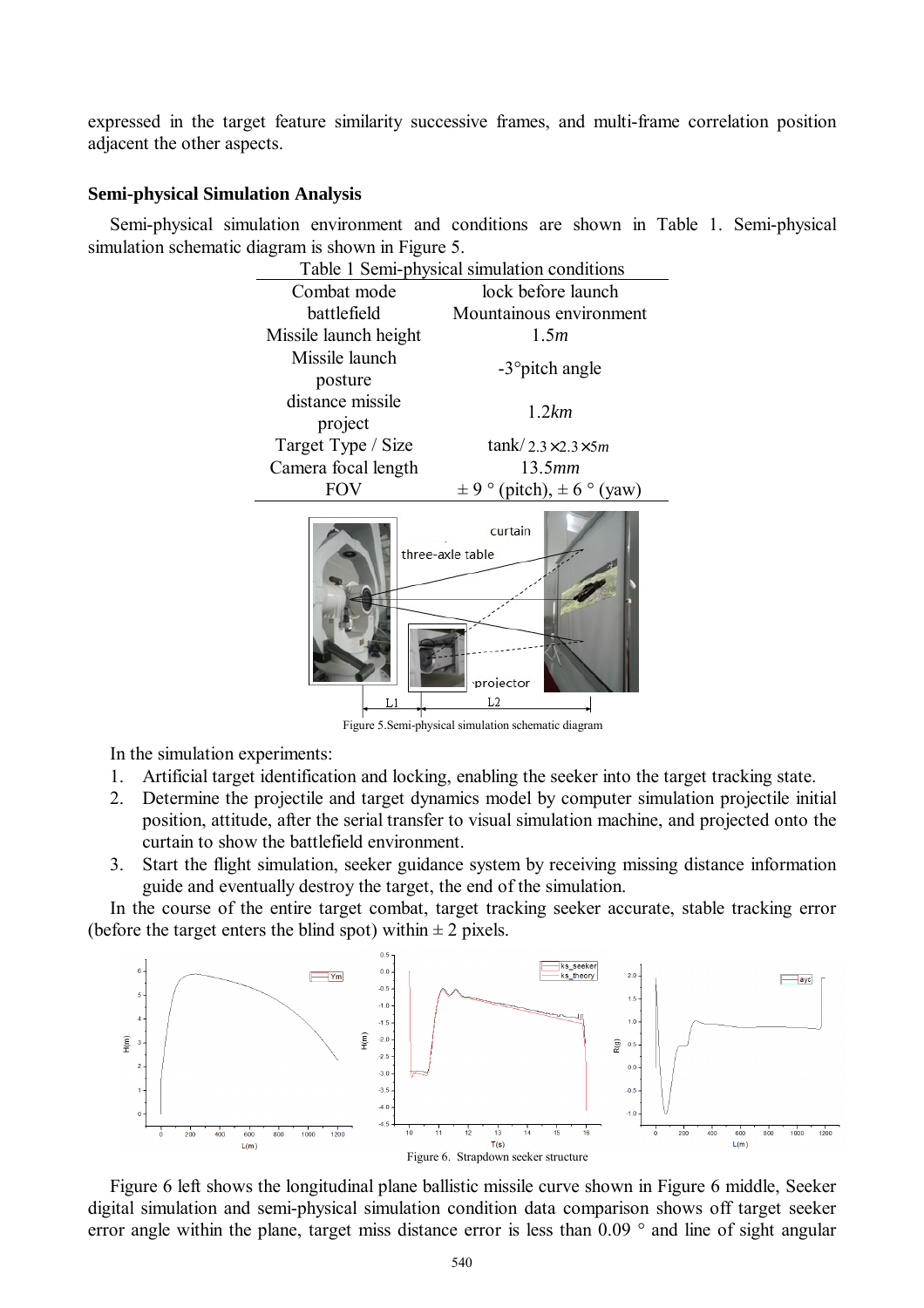expressed in the target feature similarity successive frames, and multi-frame correlation position adjacent the other aspects.

## Semi-physical Simulation Analysis

Semi-physical simulation environment and conditions are shown in Table 1. Semi-physical simulation schematic diagram is shown in Figure 5.

Table 1 Semi-physical simulation conditions

| | |
|---|---|
| Combat mode | lock before launch |
| battlefield | Mountainous environment |
| Missile launch height | 1.5*m* |
| Missile launch posture | -3°pitch angle |
| distance missile project | 1.2*km* |
| Target Type / Size | tank/ $2.3 \times 2.3 \times 5m$ |
| Camera focal length | 13.5*mm* |
| FOV | ± 9 ° (pitch), ± 6 ° (yaw) |

Figure 5.Semi-physical simulation schematic diagram

In the simulation experiments:

1. Artificial target identification and locking, enabling the seeker into the target tracking state.
2. Determine the projectile and target dynamics model by computer simulation projectile initial position, attitude, after the serial transfer to visual simulation machine, and projected onto the curtain to show the battlefield environment.
3. Start the flight simulation, seeker guidance system by receiving missing distance information guide and eventually destroy the target, the end of the simulation.

In the course of the entire target combat, target tracking seeker accurate, stable tracking error (before the target enters the blind spot) within ± 2 pixels.

Figure 6. Strapdown seeker structure

Figure 6 left shows the longitudinal plane ballistic missile curve shown in Figure 6 middle, Seeker digital simulation and semi-physical simulation condition data comparison shows off target seeker error angle within the plane, target miss distance error is less than 0.09 ° and line of sight angular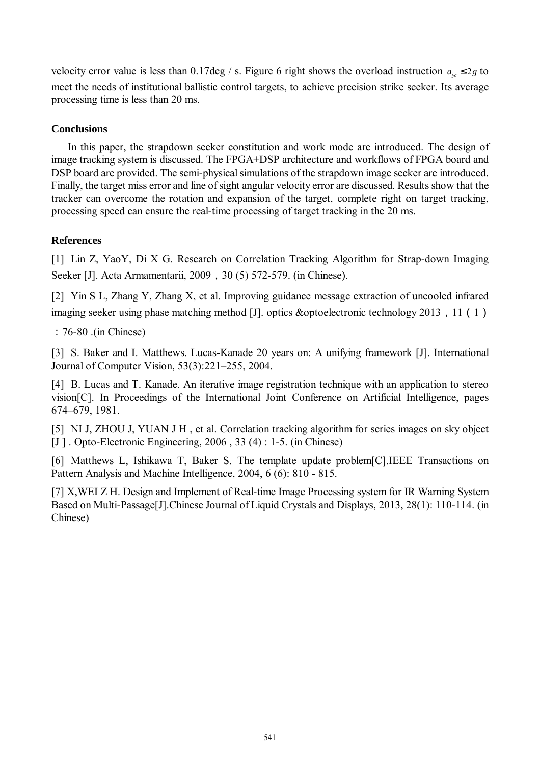velocity error value is less than 0.17deg / s. Figure 6 right shows the overload instruction $a_{yc} \leq 2g$ to meet the needs of institutional ballistic control targets, to achieve precision strike seeker. Its average processing time is less than 20 ms.

## Conclusions

In this paper, the strapdown seeker constitution and work mode are introduced. The design of image tracking system is discussed. The FPGA+DSP architecture and workflows of FPGA board and DSP board are provided. The semi-physical simulations of the strapdown image seeker are introduced. Finally, the target miss error and line of sight angular velocity error are discussed. Results show that the tracker can overcome the rotation and expansion of the target, complete right on target tracking, processing speed can ensure the real-time processing of target tracking in the 20 ms.

## References

[1] Lin Z, YaoY, Di X G. Research on Correlation Tracking Algorithm for Strap-down Imaging Seeker [J]. Acta Armamentarii, 2009，30 (5) 572-579. (in Chinese).

[2] Yin S L, Zhang Y, Zhang X, et al. Improving guidance message extraction of uncooled infrared imaging seeker using phase matching method [J]. optics &optoelectronic technology 2013，11（1）：76-80 .(in Chinese)

[3] S. Baker and I. Matthews. Lucas-Kanade 20 years on: A unifying framework [J]. International Journal of Computer Vision, 53(3):221–255, 2004.

[4] B. Lucas and T. Kanade. An iterative image registration technique with an application to stereo vision[C]. In Proceedings of the International Joint Conference on Artificial Intelligence, pages 674–679, 1981.

[5] NI J, ZHOU J, YUAN J H , et al. Correlation tracking algorithm for series images on sky object [J ] . Opto-Electronic Engineering, 2006 , 33 (4) : 1-5. (in Chinese)

[6] Matthews L, Ishikawa T, Baker S. The template update problem[C].IEEE Transactions on Pattern Analysis and Machine Intelligence, 2004, 6 (6): 810 - 815.

[7] X,WEI Z H. Design and Implement of Real-time Image Processing system for IR Warning System Based on Multi-Passage[J].Chinese Journal of Liquid Crystals and Displays, 2013, 28(1): 110-114. (in Chinese)